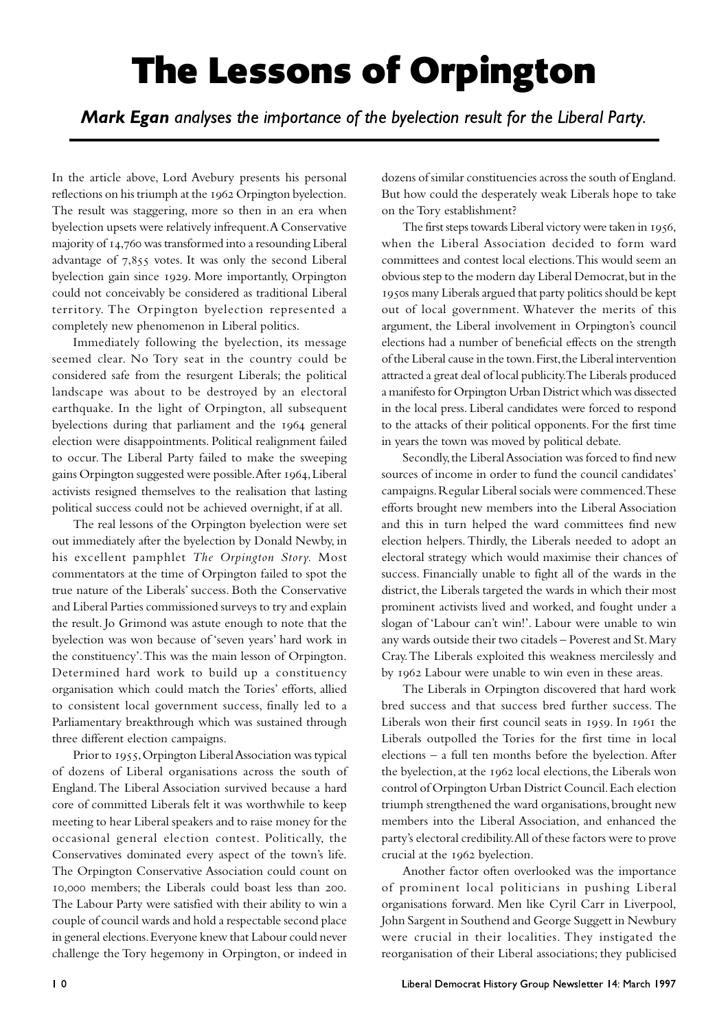# The Lessons of Orpington

***Mark Egan** analyses the importance of the byelection result for the Liberal Party.*

In the article above, Lord Avebury presents his personal reflections on his triumph at the 1962 Orpington byelection. The result was staggering, more so then in an era when byelection upsets were relatively infrequent. A Conservative majority of 14,760 was transformed into a resounding Liberal advantage of 7,855 votes. It was only the second Liberal byelection gain since 1929. More importantly, Orpington could not conceivably be considered as traditional Liberal territory. The Orpington byelection represented a completely new phenomenon in Liberal politics.

Immediately following the byelection, its message seemed clear. No Tory seat in the country could be considered safe from the resurgent Liberals; the political landscape was about to be destroyed by an electoral earthquake. In the light of Orpington, all subsequent byelections during that parliament and the 1964 general election were disappointments. Political realignment failed to occur. The Liberal Party failed to make the sweeping gains Orpington suggested were possible. After 1964, Liberal activists resigned themselves to the realisation that lasting political success could not be achieved overnight, if at all.

The real lessons of the Orpington byelection were set out immediately after the byelection by Donald Newby, in his excellent pamphlet *The Orpington Story.* Most commentators at the time of Orpington failed to spot the true nature of the Liberals' success. Both the Conservative and Liberal Parties commissioned surveys to try and explain the result. Jo Grimond was astute enough to note that the byelection was won because of 'seven years' hard work in the constituency'. This was the main lesson of Orpington. Determined hard work to build up a constituency organisation which could match the Tories' efforts, allied to consistent local government success, finally led to a Parliamentary breakthrough which was sustained through three different election campaigns.

Prior to 1955, Orpington Liberal Association was typical of dozens of Liberal organisations across the south of England. The Liberal Association survived because a hard core of committed Liberals felt it was worthwhile to keep meeting to hear Liberal speakers and to raise money for the occasional general election contest. Politically, the Conservatives dominated every aspect of the town's life. The Orpington Conservative Association could count on 10,000 members; the Liberals could boast less than 200. The Labour Party were satisfied with their ability to win a couple of council wards and hold a respectable second place in general elections. Everyone knew that Labour could never challenge the Tory hegemony in Orpington, or indeed in dozens of similar constituencies across the south of England. But how could the desperately weak Liberals hope to take on the Tory establishment?

The first steps towards Liberal victory were taken in 1956, when the Liberal Association decided to form ward committees and contest local elections. This would seem an obvious step to the modern day Liberal Democrat, but in the 1950s many Liberals argued that party politics should be kept out of local government. Whatever the merits of this argument, the Liberal involvement in Orpington's council elections had a number of beneficial effects on the strength of the Liberal cause in the town. First, the Liberal intervention attracted a great deal of local publicity. The Liberals produced a manifesto for Orpington Urban District which was dissected in the local press. Liberal candidates were forced to respond to the attacks of their political opponents. For the first time in years the town was moved by political debate.

Secondly, the Liberal Association was forced to find new sources of income in order to fund the council candidates' campaigns. Regular Liberal socials were commenced. These efforts brought new members into the Liberal Association and this in turn helped the ward committees find new election helpers. Thirdly, the Liberals needed to adopt an electoral strategy which would maximise their chances of success. Financially unable to fight all of the wards in the district, the Liberals targeted the wards in which their most prominent activists lived and worked, and fought under a slogan of 'Labour can't win!'. Labour were unable to win any wards outside their two citadels – Poverest and St. Mary Cray. The Liberals exploited this weakness mercilessly and by 1962 Labour were unable to win even in these areas.

The Liberals in Orpington discovered that hard work bred success and that success bred further success. The Liberals won their first council seats in 1959. In 1961 the Liberals outpolled the Tories for the first time in local elections – a full ten months before the byelection. After the byelection, at the 1962 local elections, the Liberals won control of Orpington Urban District Council. Each election triumph strengthened the ward organisations, brought new members into the Liberal Association, and enhanced the party's electoral credibility. All of these factors were to prove crucial at the 1962 byelection.

Another factor often overlooked was the importance of prominent local politicians in pushing Liberal organisations forward. Men like Cyril Carr in Liverpool, John Sargent in Southend and George Suggett in Newbury were crucial in their localities. They instigated the reorganisation of their Liberal associations; they publicised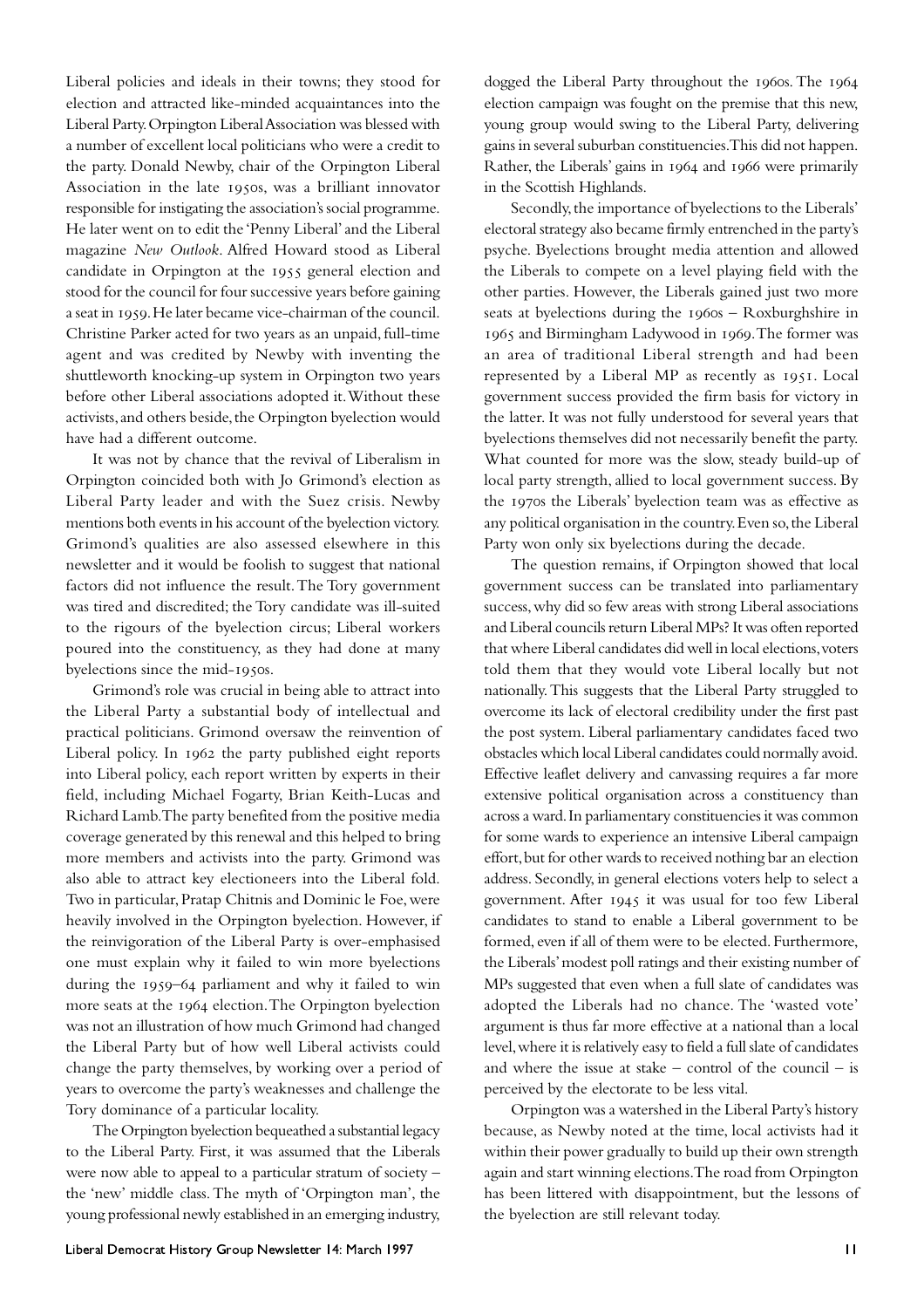Liberal policies and ideals in their towns; they stood for election and attracted like-minded acquaintances into the Liberal Party. Orpington Liberal Association was blessed with a number of excellent local politicians who were a credit to the party. Donald Newby, chair of the Orpington Liberal Association in the late 1950s, was a brilliant innovator responsible for instigating the association's social programme. He later went on to edit the 'Penny Liberal' and the Liberal magazine *New Outlook*. Alfred Howard stood as Liberal candidate in Orpington at the 1955 general election and stood for the council for four successive years before gaining a seat in 1959. He later became vice-chairman of the council. Christine Parker acted for two years as an unpaid, full-time agent and was credited by Newby with inventing the shuttleworth knocking-up system in Orpington two years before other Liberal associations adopted it. Without these activists, and others beside, the Orpington byelection would have had a different outcome.

It was not by chance that the revival of Liberalism in Orpington coincided both with Jo Grimond's election as Liberal Party leader and with the Suez crisis. Newby mentions both events in his account of the byelection victory. Grimond's qualities are also assessed elsewhere in this newsletter and it would be foolish to suggest that national factors did not influence the result. The Tory government was tired and discredited; the Tory candidate was ill-suited to the rigours of the byelection circus; Liberal workers poured into the constituency, as they had done at many byelections since the mid-1950s.

Grimond's role was crucial in being able to attract into the Liberal Party a substantial body of intellectual and practical politicians. Grimond oversaw the reinvention of Liberal policy. In 1962 the party published eight reports into Liberal policy, each report written by experts in their field, including Michael Fogarty, Brian Keith-Lucas and Richard Lamb. The party benefited from the positive media coverage generated by this renewal and this helped to bring more members and activists into the party. Grimond was also able to attract key electioneers into the Liberal fold. Two in particular, Pratap Chitnis and Dominic le Foe, were heavily involved in the Orpington byelection. However, if the reinvigoration of the Liberal Party is over-emphasised one must explain why it failed to win more byelections during the 1959–64 parliament and why it failed to win more seats at the 1964 election. The Orpington byelection was not an illustration of how much Grimond had changed the Liberal Party but of how well Liberal activists could change the party themselves, by working over a period of years to overcome the party's weaknesses and challenge the Tory dominance of a particular locality.

The Orpington byelection bequeathed a substantial legacy to the Liberal Party. First, it was assumed that the Liberals were now able to appeal to a particular stratum of society – the 'new' middle class. The myth of 'Orpington man', the young professional newly established in an emerging industry, dogged the Liberal Party throughout the 1960s. The 1964 election campaign was fought on the premise that this new, young group would swing to the Liberal Party, delivering gains in several suburban constituencies. This did not happen. Rather, the Liberals' gains in 1964 and 1966 were primarily in the Scottish Highlands.

Secondly, the importance of byelections to the Liberals' electoral strategy also became firmly entrenched in the party's psyche. Byelections brought media attention and allowed the Liberals to compete on a level playing field with the other parties. However, the Liberals gained just two more seats at byelections during the 1960s – Roxburghshire in 1965 and Birmingham Ladywood in 1969. The former was an area of traditional Liberal strength and had been represented by a Liberal MP as recently as 1951. Local government success provided the firm basis for victory in the latter. It was not fully understood for several years that byelections themselves did not necessarily benefit the party. What counted for more was the slow, steady build-up of local party strength, allied to local government success. By the 1970s the Liberals' byelection team was as effective as any political organisation in the country. Even so, the Liberal Party won only six byelections during the decade.

The question remains, if Orpington showed that local government success can be translated into parliamentary success, why did so few areas with strong Liberal associations and Liberal councils return Liberal MPs? It was often reported that where Liberal candidates did well in local elections, voters told them that they would vote Liberal locally but not nationally. This suggests that the Liberal Party struggled to overcome its lack of electoral credibility under the first past the post system. Liberal parliamentary candidates faced two obstacles which local Liberal candidates could normally avoid. Effective leaflet delivery and canvassing requires a far more extensive political organisation across a constituency than across a ward. In parliamentary constituencies it was common for some wards to experience an intensive Liberal campaign effort, but for other wards to received nothing bar an election address. Secondly, in general elections voters help to select a government. After 1945 it was usual for too few Liberal candidates to stand to enable a Liberal government to be formed, even if all of them were to be elected. Furthermore, the Liberals' modest poll ratings and their existing number of MPs suggested that even when a full slate of candidates was adopted the Liberals had no chance. The 'wasted vote' argument is thus far more effective at a national than a local level, where it is relatively easy to field a full slate of candidates and where the issue at stake – control of the council – is perceived by the electorate to be less vital.

Orpington was a watershed in the Liberal Party's history because, as Newby noted at the time, local activists had it within their power gradually to build up their own strength again and start winning elections. The road from Orpington has been littered with disappointment, but the lessons of the byelection are still relevant today.